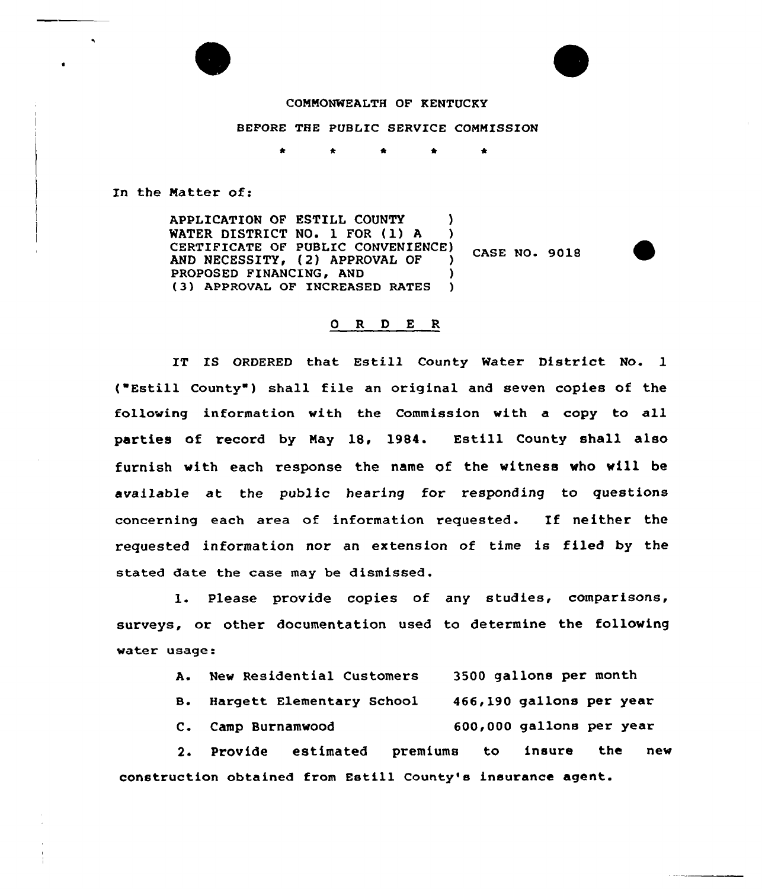COMMONWEALTH OF KENTUCKY

BEFORE THE PUBLIC SERVICE COMMISSION

\* \* \* \* \*

In the Matter of:

| | |
|---|---|
| APPLICATION OF ESTILL COUNTY WATER DISTRICT NO. 1 FOR (1) A CERTIFICATE OF PUBLIC CONVENIENCE AND NECESSITY, (2) APPROVAL OF PROPOSED FINANCING, AND (3) APPROVAL OF INCREASED RATES | CASE NO. 9018 |

## O R D E R

IT IS ORDERED that Estill County Water District No. 1 ("Estill County") shall file an original and seven copies of the following information with the Commission with a copy to all parties of record by May 18, 1984. Estill County shall also furnish with each response the name of the witness who will be available at the public hearing for responding to questions concerning each area of information requested. If neither the requested information nor an extension of time is filed by the stated date the case may be dismissed.

1. Please provide copies of any studies, comparisons, surveys, or other documentation used to determine the following water usage:

   A. New Residential Customers 3500 gallons per month

   B. Hargett Elementary School 466,190 gallons per year

   C. Camp Burnamwood 600,000 gallons per year

2. Provide estimated premiums to insure the new construction obtained from Estill County's insurance agent.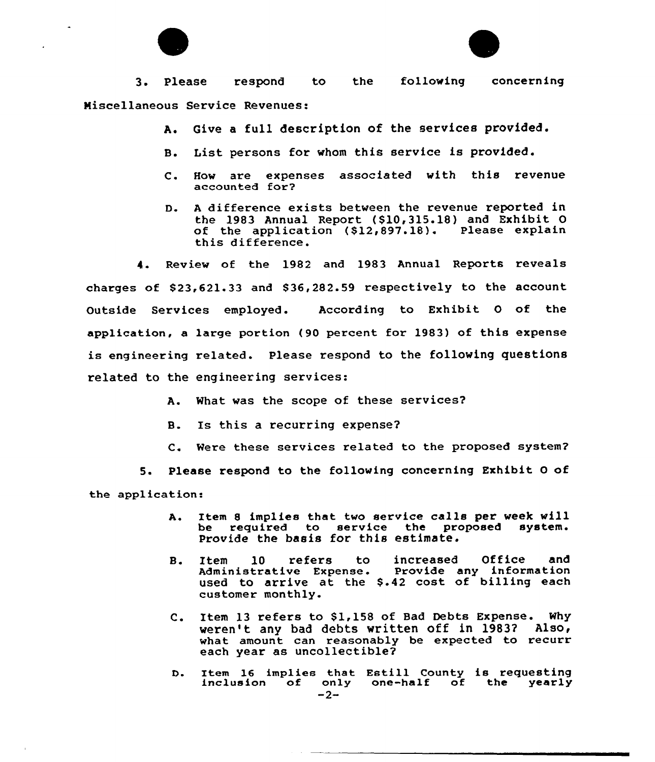3. Please respond to the following concerning Miscellaneous Service Revenues:

A. Give a full description of the services provided.

B. List persons for whom this service is provided.

C. How are expenses associated with this revenue accounted for?

D. A difference exists between the revenue reported in the 1983 Annual Report ($10,315.18) and Exhibit O of the application ($12,897.18). Please explain this difference.

4. Review of the 1982 and 1983 Annual Reports reveals charges of $23,621.33 and $36,282.59 respectively to the account Outside Services employed. According to Exhibit O of the application, a large portion (90 percent for 1983) of this expense is engineering related. Please respond to the following questions related to the engineering services:

A. What was the scope of these services?

B. Is this a recurring expense?

C. Were these services related to the proposed system?

5. Please respond to the following concerning Exhibit O of the application:

A. Item 8 implies that two service calls per week will be required to service the proposed system. Provide the basis for this estimate.

B. Item 10 refers to increased Office and Administrative Expense. Provide any information used to arrive at the $.42 cost of billing each customer monthly.

C. Item 13 refers to $1,158 of Bad Debts Expense. Why weren't any bad debts written off in 1983? Also, what amount can reasonably be expected to recurr each year as uncollectible?

D. Item 16 implies that Estill County is requesting inclusion of only one-half of the yearly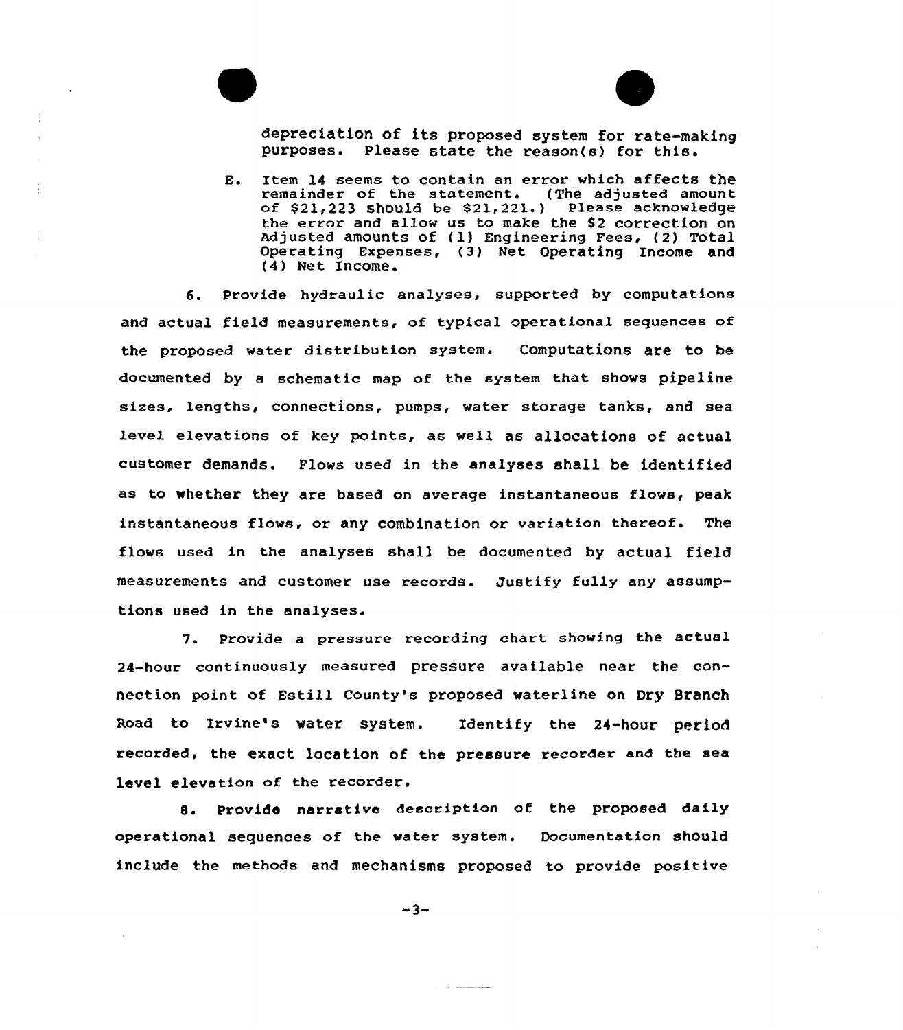depreciation of its proposed system for rate-making purposes. Please state the reason(s) for this.

E. Item 14 seems to contain an error which affects the remainder of the statement. (The adjusted amount of $21,223 should be $21,221.) Please acknowledge the error and allow us to make the $2 correction on Adjusted amounts of (1) Engineering Fees, (2) Total Operating Expenses, (3) Net Operating Income and (4) Net Income.

6. Provide hydraulic analyses, supported by computations and actual field measurements, of typical operational sequences of the proposed water distribution system. Computations are to be documented by a schematic map of the system that shows pipeline sizes, lengths, connections, pumps, water storage tanks, and sea level elevations of key points, as well as allocations of actual customer demands. Flows used in the analyses shall be identified as to whether they are based on average instantaneous flows, peak instantaneous flows, or any combination or variation thereof. The flows used in the analyses shall be documented by actual field measurements and customer use records. Justify fully any assumptions used in the analyses.

7. Provide a pressure recording chart showing the actual 24-hour continuously measured pressure available near the connection point of Estill County's proposed waterline on Dry Branch Road to Irvine's water system. Identify the 24-hour period recorded, the exact location of the pressure recorder and the sea level elevation of the recorder.

8. Provide narrative description of the proposed daily operational sequences of the water system. Documentation should include the methods and mechanisms proposed to provide positive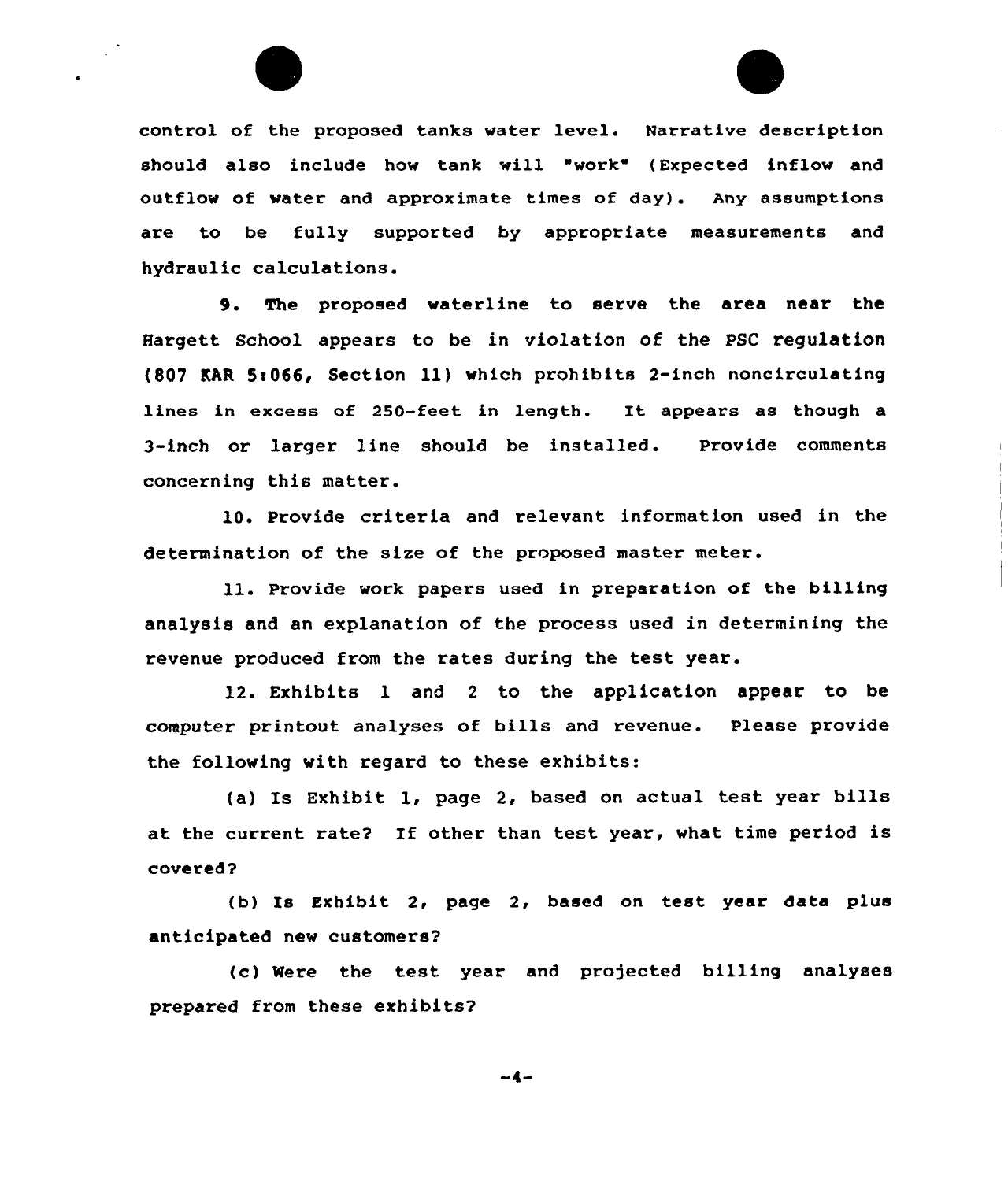control of the proposed tanks water level. Narrative description should also include how tank will "work" (Expected inflow and outflow of water and approximate times of day). Any assumptions are to be fully supported by appropriate measurements and hydraulic calculations.

9. The proposed waterline to serve the area near the Hargett School appears to be in violation of the PSC regulation (807 KAR 5:066, Section 11) which prohibits 2-inch noncirculating lines in excess of 250-feet in length. It appears as though a 3-inch or larger line should be installed. Provide comments concerning this matter.

10. Provide criteria and relevant information used in the determination of the size of the proposed master meter.

11. Provide work papers used in preparation of the billing analysis and an explanation of the process used in determining the revenue produced from the rates during the test year.

12. Exhibits 1 and 2 to the application appear to be computer printout analyses of bills and revenue. Please provide the following with regard to these exhibits:

(a) Is Exhibit 1, page 2, based on actual test year bills at the current rate? If other than test year, what time period is covered?

(b) Is Exhibit 2, page 2, based on test year data plus anticipated new customers?

(c) Were the test year and projected billing analyses prepared from these exhibits?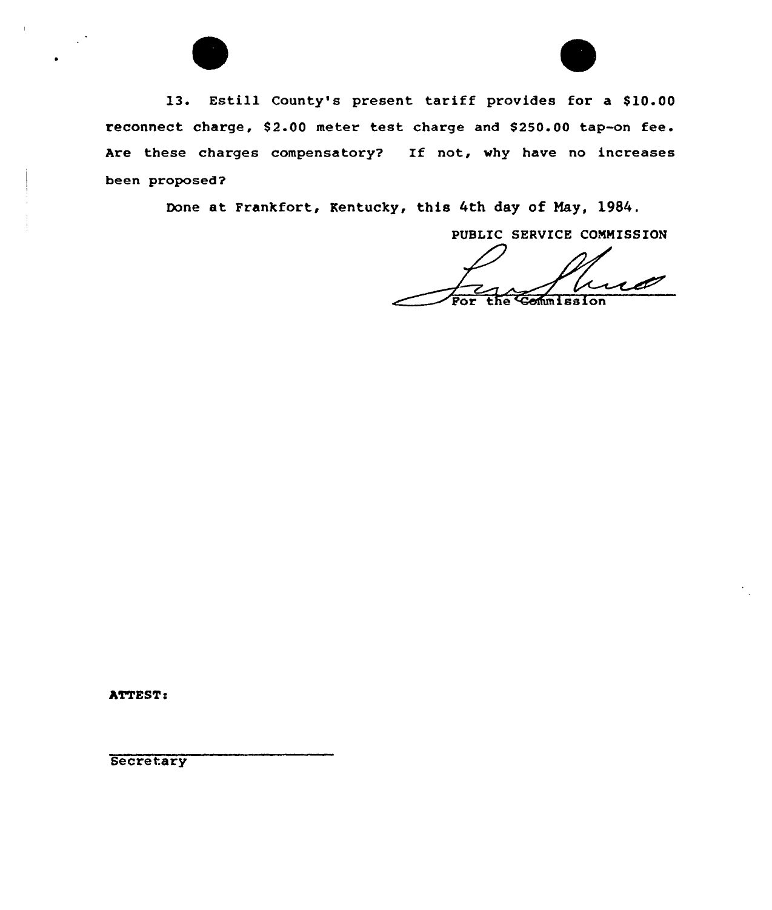13. Estill County's present tariff provides for a $10.00 reconnect charge, $2.00 meter test charge and $250.00 tap-on fee. Are these charges compensatory? If not, why have no increases been proposed?

Done at Frankfort, Kentucky, this 4th day of May, 1984.

PUBLIC SERVICE COMMISSION

For the Commission

ATTEST:

Secretary